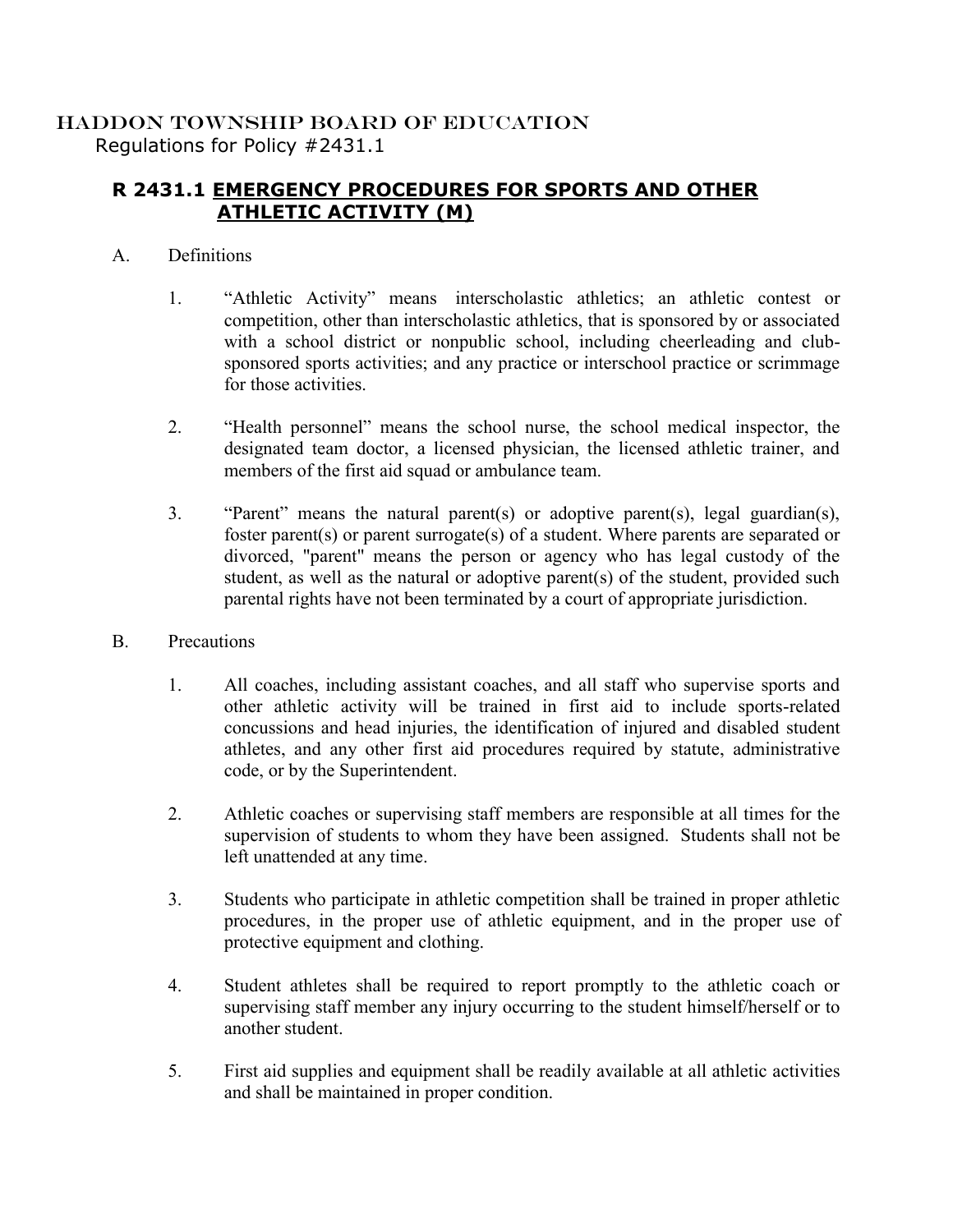HADDON TOWNSHIP BOARD OF EDUCATION

Regulations for Policy #2431.1

# R 2431.1 EMERGENCY PROCEDURES FOR SPORTS AND OTHER ATHLETIC ACTIVITY (M)

A. Definitions

1. "Athletic Activity" means interscholastic athletics; an athletic contest or competition, other than interscholastic athletics, that is sponsored by or associated with a school district or nonpublic school, including cheerleading and club-sponsored sports activities; and any practice or interschool practice or scrimmage for those activities.

2. "Health personnel" means the school nurse, the school medical inspector, the designated team doctor, a licensed physician, the licensed athletic trainer, and members of the first aid squad or ambulance team.

3. "Parent" means the natural parent(s) or adoptive parent(s), legal guardian(s), foster parent(s) or parent surrogate(s) of a student. Where parents are separated or divorced, "parent" means the person or agency who has legal custody of the student, as well as the natural or adoptive parent(s) of the student, provided such parental rights have not been terminated by a court of appropriate jurisdiction.

B. Precautions

1. All coaches, including assistant coaches, and all staff who supervise sports and other athletic activity will be trained in first aid to include sports-related concussions and head injuries, the identification of injured and disabled student athletes, and any other first aid procedures required by statute, administrative code, or by the Superintendent.

2. Athletic coaches or supervising staff members are responsible at all times for the supervision of students to whom they have been assigned. Students shall not be left unattended at any time.

3. Students who participate in athletic competition shall be trained in proper athletic procedures, in the proper use of athletic equipment, and in the proper use of protective equipment and clothing.

4. Student athletes shall be required to report promptly to the athletic coach or supervising staff member any injury occurring to the student himself/herself or to another student.

5. First aid supplies and equipment shall be readily available at all athletic activities and shall be maintained in proper condition.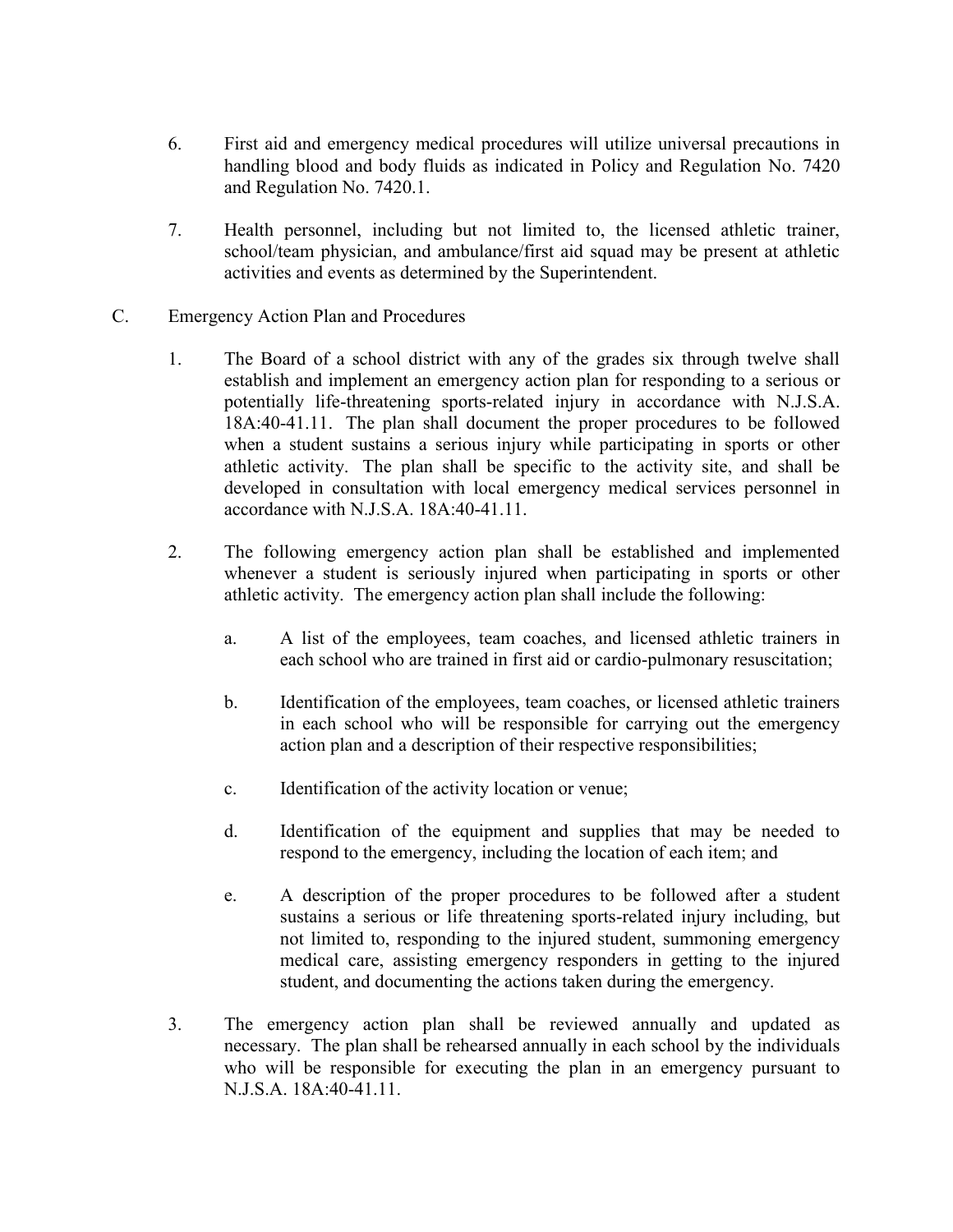6. First aid and emergency medical procedures will utilize universal precautions in handling blood and body fluids as indicated in Policy and Regulation No. 7420 and Regulation No. 7420.1.

7. Health personnel, including but not limited to, the licensed athletic trainer, school/team physician, and ambulance/first aid squad may be present at athletic activities and events as determined by the Superintendent.

C. Emergency Action Plan and Procedures

   1. The Board of a school district with any of the grades six through twelve shall establish and implement an emergency action plan for responding to a serious or potentially life-threatening sports-related injury in accordance with N.J.S.A. 18A:40-41.11. The plan shall document the proper procedures to be followed when a student sustains a serious injury while participating in sports or other athletic activity. The plan shall be specific to the activity site, and shall be developed in consultation with local emergency medical services personnel in accordance with N.J.S.A. 18A:40-41.11.

   2. The following emergency action plan shall be established and implemented whenever a student is seriously injured when participating in sports or other athletic activity. The emergency action plan shall include the following:

      a. A list of the employees, team coaches, and licensed athletic trainers in each school who are trained in first aid or cardio-pulmonary resuscitation;

      b. Identification of the employees, team coaches, or licensed athletic trainers in each school who will be responsible for carrying out the emergency action plan and a description of their respective responsibilities;

      c. Identification of the activity location or venue;

      d. Identification of the equipment and supplies that may be needed to respond to the emergency, including the location of each item; and

      e. A description of the proper procedures to be followed after a student sustains a serious or life threatening sports-related injury including, but not limited to, responding to the injured student, summoning emergency medical care, assisting emergency responders in getting to the injured student, and documenting the actions taken during the emergency.

   3. The emergency action plan shall be reviewed annually and updated as necessary. The plan shall be rehearsed annually in each school by the individuals who will be responsible for executing the plan in an emergency pursuant to N.J.S.A. 18A:40-41.11.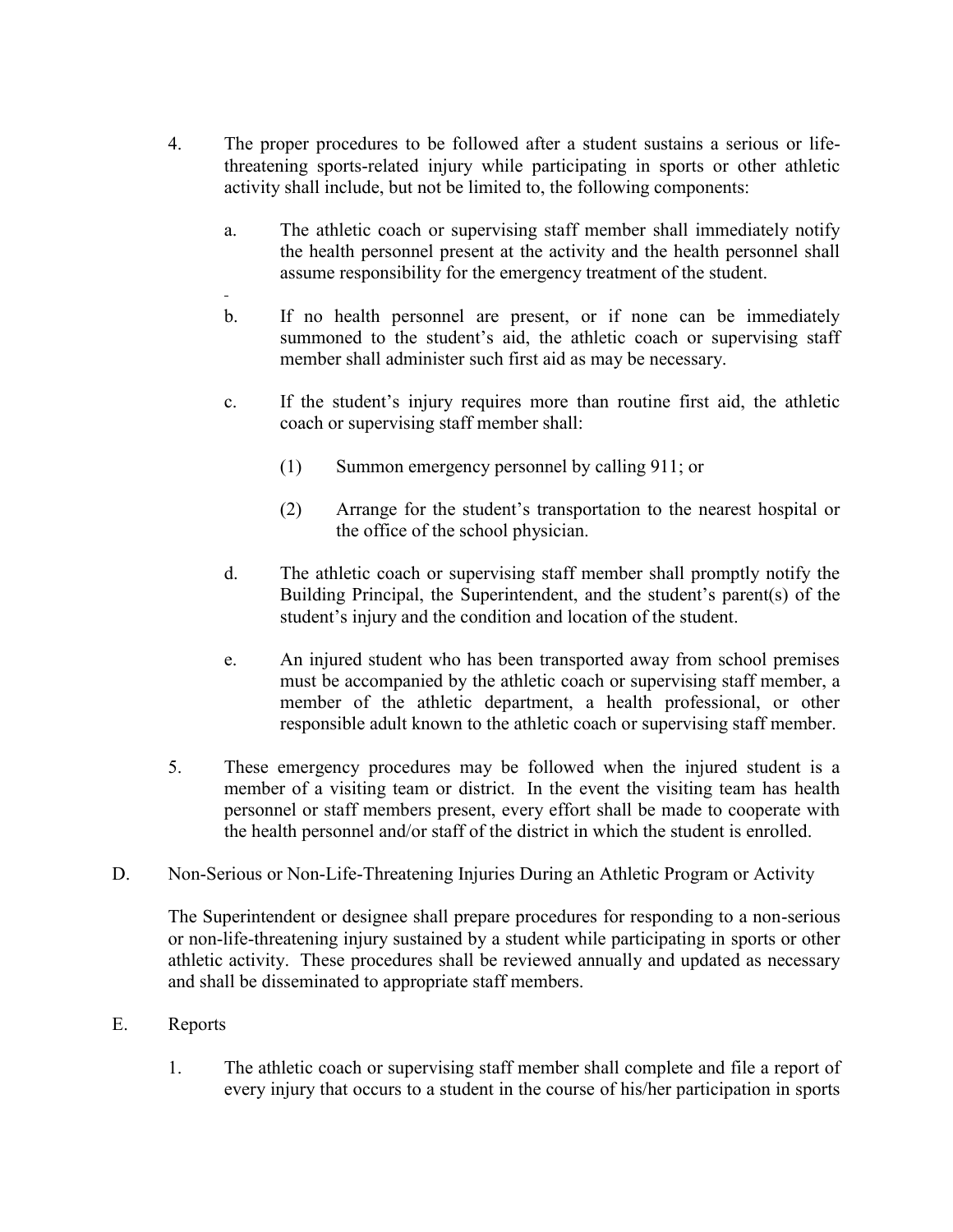4. The proper procedures to be followed after a student sustains a serious or life-threatening sports-related injury while participating in sports or other athletic activity shall include, but not be limited to, the following components:

   a. The athletic coach or supervising staff member shall immediately notify the health personnel present at the activity and the health personnel shall assume responsibility for the emergency treatment of the student.

   b. If no health personnel are present, or if none can be immediately summoned to the student's aid, the athletic coach or supervising staff member shall administer such first aid as may be necessary.

   c. If the student's injury requires more than routine first aid, the athletic coach or supervising staff member shall:

      (1) Summon emergency personnel by calling 911; or

      (2) Arrange for the student's transportation to the nearest hospital or the office of the school physician.

   d. The athletic coach or supervising staff member shall promptly notify the Building Principal, the Superintendent, and the student's parent(s) of the student's injury and the condition and location of the student.

   e. An injured student who has been transported away from school premises must be accompanied by the athletic coach or supervising staff member, a member of the athletic department, a health professional, or other responsible adult known to the athletic coach or supervising staff member.

5. These emergency procedures may be followed when the injured student is a member of a visiting team or district. In the event the visiting team has health personnel or staff members present, every effort shall be made to cooperate with the health personnel and/or staff of the district in which the student is enrolled.

D. Non-Serious or Non-Life-Threatening Injuries During an Athletic Program or Activity

The Superintendent or designee shall prepare procedures for responding to a non-serious or non-life-threatening injury sustained by a student while participating in sports or other athletic activity. These procedures shall be reviewed annually and updated as necessary and shall be disseminated to appropriate staff members.

E. Reports

1. The athletic coach or supervising staff member shall complete and file a report of every injury that occurs to a student in the course of his/her participation in sports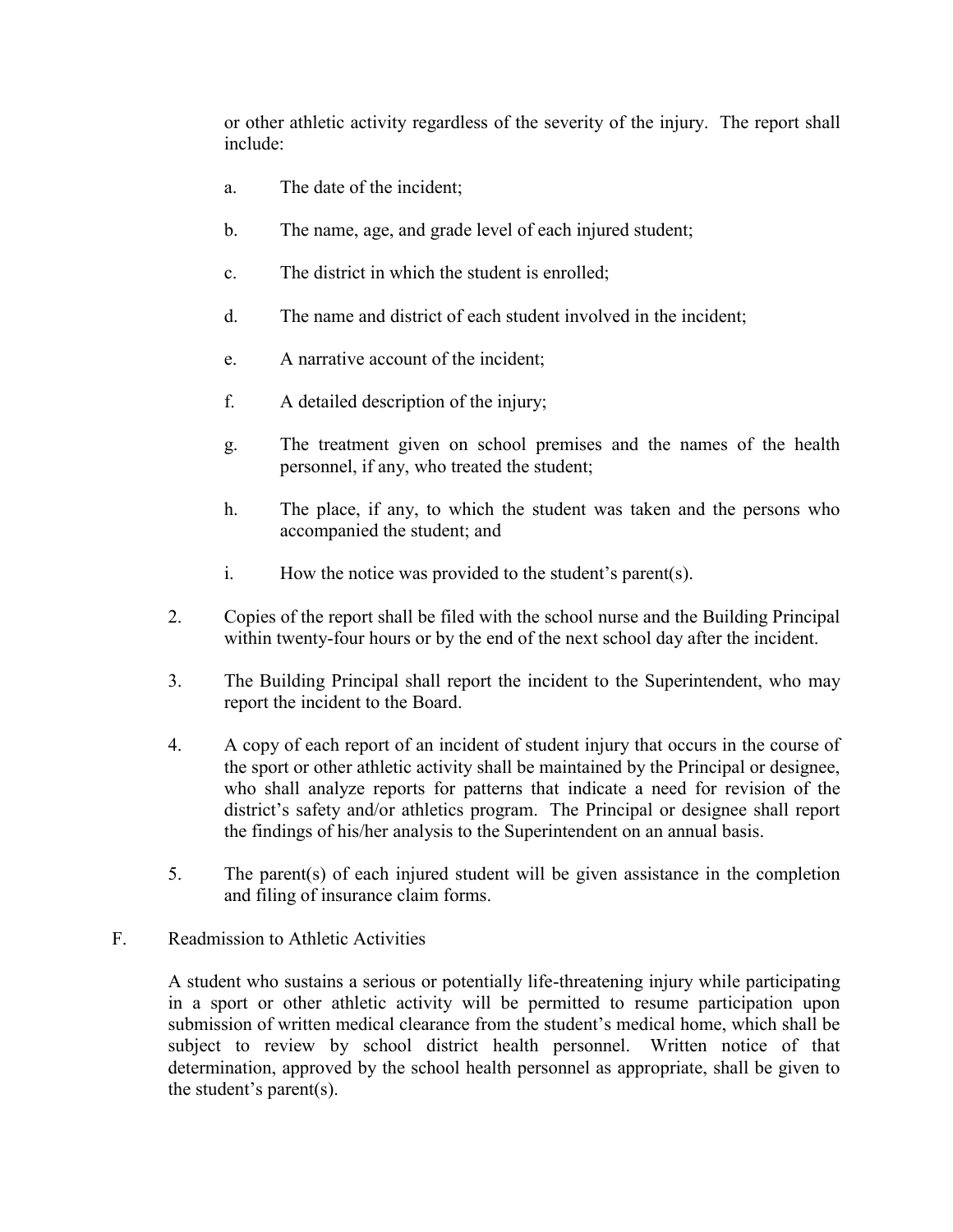or other athletic activity regardless of the severity of the injury. The report shall include:

a. The date of the incident;

b. The name, age, and grade level of each injured student;

c. The district in which the student is enrolled;

d. The name and district of each student involved in the incident;

e. A narrative account of the incident;

f. A detailed description of the injury;

g. The treatment given on school premises and the names of the health personnel, if any, who treated the student;

h. The place, if any, to which the student was taken and the persons who accompanied the student; and

i. How the notice was provided to the student's parent(s).

2. Copies of the report shall be filed with the school nurse and the Building Principal within twenty-four hours or by the end of the next school day after the incident.

3. The Building Principal shall report the incident to the Superintendent, who may report the incident to the Board.

4. A copy of each report of an incident of student injury that occurs in the course of the sport or other athletic activity shall be maintained by the Principal or designee, who shall analyze reports for patterns that indicate a need for revision of the district's safety and/or athletics program. The Principal or designee shall report the findings of his/her analysis to the Superintendent on an annual basis.

5. The parent(s) of each injured student will be given assistance in the completion and filing of insurance claim forms.

F. Readmission to Athletic Activities

A student who sustains a serious or potentially life-threatening injury while participating in a sport or other athletic activity will be permitted to resume participation upon submission of written medical clearance from the student's medical home, which shall be subject to review by school district health personnel. Written notice of that determination, approved by the school health personnel as appropriate, shall be given to the student's parent(s).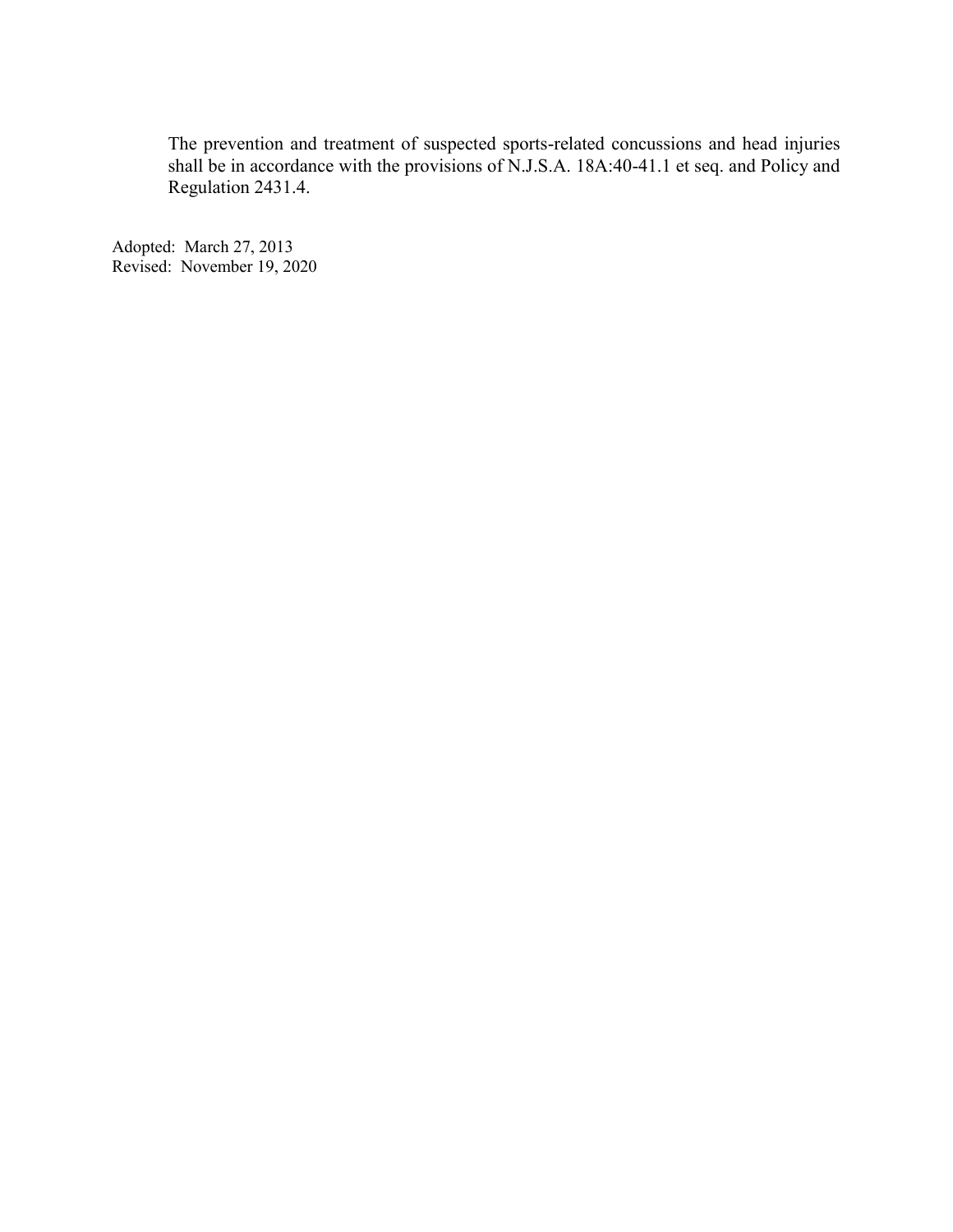The prevention and treatment of suspected sports-related concussions and head injuries shall be in accordance with the provisions of N.J.S.A. 18A:40-41.1 et seq. and Policy and Regulation 2431.4.

Adopted: March 27, 2013
Revised: November 19, 2020